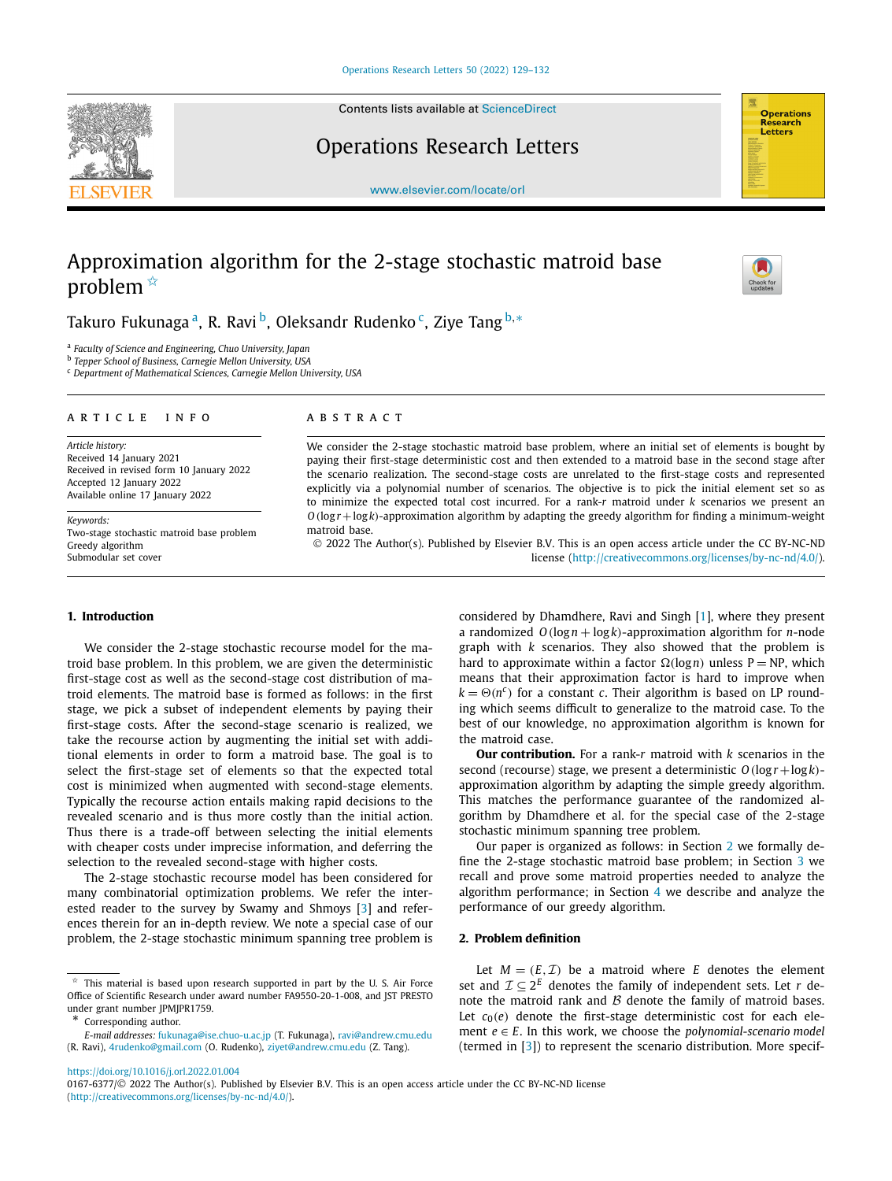# Approximation algorithm for the 2-stage stochastic matroid base problem ☆

Takuro Fukunaga [a], R. Ravi [b], Oleksandr Rudenko [c], Ziye Tang [b,*]

[a] Faculty of Science and Engineering, Chuo University, Japan
[b] Tepper School of Business, Carnegie Mellon University, USA
[c] Department of Mathematical Sciences, Carnegie Mellon University, USA

**ARTICLE INFO**

*Article history:*
Received 14 January 2021
Received in revised form 10 January 2022
Accepted 12 January 2022
Available online 17 January 2022

*Keywords:*
Two-stage stochastic matroid base problem
Greedy algorithm
Submodular set cover

**ABSTRACT**

We consider the 2-stage stochastic matroid base problem, where an initial set of elements is bought by paying their first-stage deterministic cost and then extended to a matroid base in the second stage after the scenario realization. The second-stage costs are unrelated to the first-stage costs and represented explicitly via a polynomial number of scenarios. The objective is to pick the initial element set so as to minimize the expected total cost incurred. For a rank-$r$ matroid under $k$ scenarios we present an $O(\log r + \log k)$-approximation algorithm by adapting the greedy algorithm for finding a minimum-weight matroid base.

© 2022 The Author(s). Published by Elsevier B.V. This is an open access article under the CC BY-NC-ND license (http://creativecommons.org/licenses/by-nc-nd/4.0/).

## 1. Introduction

We consider the 2-stage stochastic recourse model for the matroid base problem. In this problem, we are given the deterministic first-stage cost as well as the second-stage cost distribution of matroid elements. The matroid base is formed as follows: in the first stage, we pick a subset of independent elements by paying their first-stage costs. After the second-stage scenario is realized, we take the recourse action by augmenting the initial set with additional elements in order to form a matroid base. The goal is to select the first-stage set of elements so that the expected total cost is minimized when augmented with second-stage elements. Typically the recourse action entails making rapid decisions to the revealed scenario and is thus more costly than the initial action. Thus there is a trade-off between selecting the initial elements with cheaper costs under imprecise information, and deferring the selection to the revealed second-stage with higher costs.

The 2-stage stochastic recourse model has been considered for many combinatorial optimization problems. We refer the interested reader to the survey by Swamy and Shmoys [3] and references therein for an in-depth review. We note a special case of our problem, the 2-stage stochastic minimum spanning tree problem is considered by Dhamdhere, Ravi and Singh [1], where they present a randomized $O(\log n + \log k)$-approximation algorithm for $n$-node graph with $k$ scenarios. They also showed that the problem is hard to approximate within a factor $\Omega(\log n)$ unless $\mathrm{P} = \mathrm{NP}$, which means that their approximation factor is hard to improve when $k = \Theta(n^c)$ for a constant $c$. Their algorithm is based on LP rounding which seems difficult to generalize to the matroid case. To the best of our knowledge, no approximation algorithm is known for the matroid case.

**Our contribution.** For a rank-$r$ matroid with $k$ scenarios in the second (recourse) stage, we present a deterministic $O(\log r + \log k)$-approximation algorithm by adapting the simple greedy algorithm. This matches the performance guarantee of the randomized algorithm by Dhamdhere et al. for the special case of the 2-stage stochastic minimum spanning tree problem.

Our paper is organized as follows: in Section 2 we formally define the 2-stage stochastic matroid base problem; in Section 3 we recall and prove some matroid properties needed to analyze the algorithm performance; in Section 4 we describe and analyze the performance of our greedy algorithm.

## 2. Problem definition

Let $M = (E, \mathcal{I})$ be a matroid where $E$ denotes the element set and $\mathcal{I} \subseteq 2^E$ denotes the family of independent sets. Let $r$ denote the matroid rank and $\mathcal{B}$ denote the family of matroid bases. Let $c_0(e)$ denote the first-stage deterministic cost for each element $e \in E$. In this work, we choose the *polynomial-scenario model* (termed in [3]) to represent the scenario distribution. More specif-

---

☆ This material is based upon research supported in part by the U. S. Air Force Office of Scientific Research under award number FA9550-20-1-008, and JST PRESTO under grant number JPMJPR1759.

\* Corresponding author.

*E-mail addresses:* fukunaga@ise.chuo-u.ac.jp (T. Fukunaga), ravi@andrew.cmu.edu (R. Ravi), 4rudenko@gmail.com (O. Rudenko), ziyet@andrew.cmu.edu (Z. Tang).

https://doi.org/10.1016/j.orl.2022.01.004
0167-6377/© 2022 The Author(s). Published by Elsevier B.V. This is an open access article under the CC BY-NC-ND license (http://creativecommons.org/licenses/by-nc-nd/4.0/).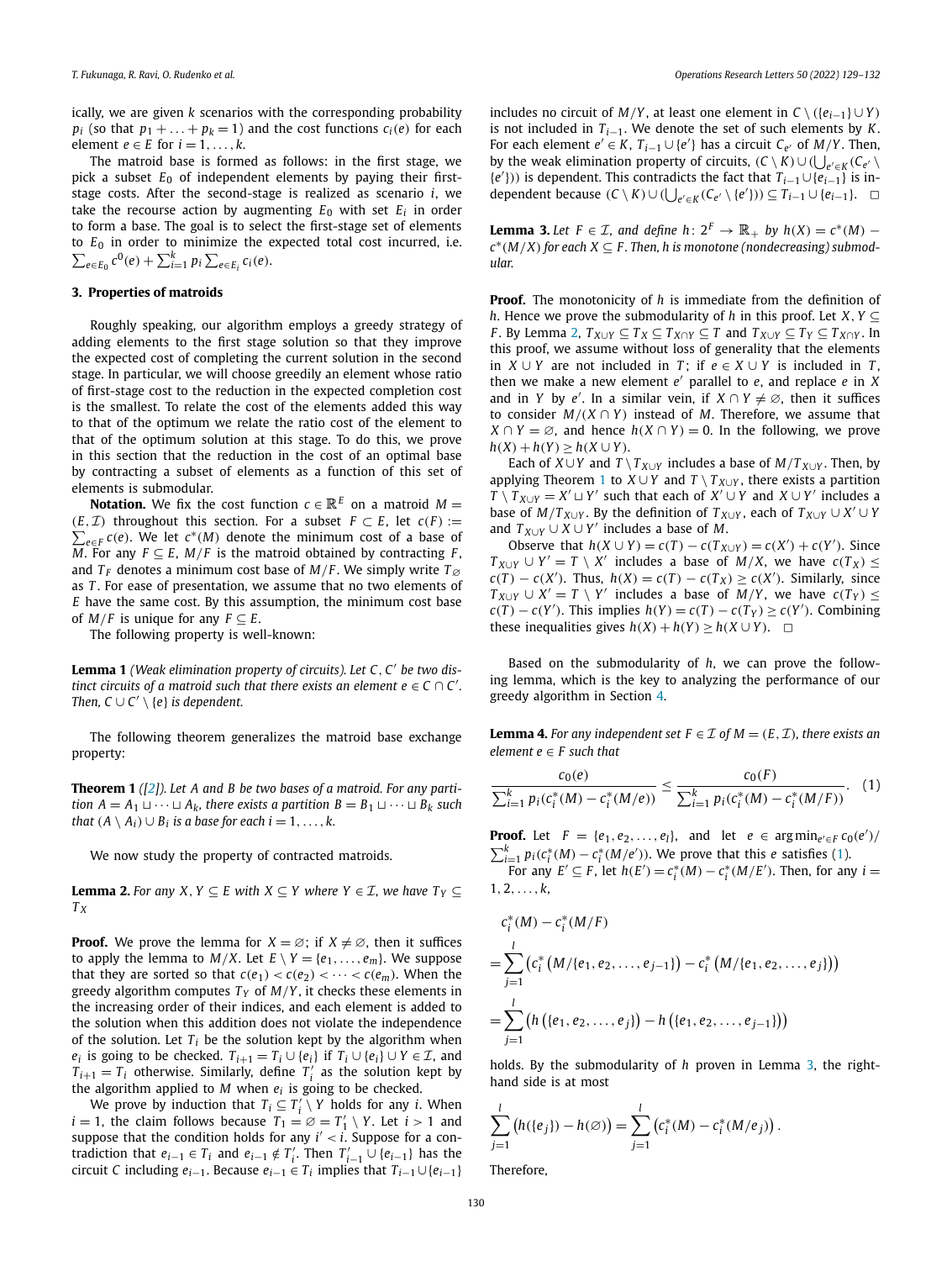ically, we are given $k$ scenarios with the corresponding probability $p_i$ (so that $p_1 + \ldots + p_k = 1$) and the cost functions $c_i(e)$ for each element $e \in E$ for $i = 1, \ldots, k$.

The matroid base is formed as follows: in the first stage, we pick a subset $E_0$ of independent elements by paying their first-stage costs. After the second-stage is realized as scenario $i$, we take the recourse action by augmenting $E_0$ with set $E_i$ in order to form a base. The goal is to select the first-stage set of elements to $E_0$ in order to minimize the expected total cost incurred, i.e. $\sum_{e \in E_0} c^0(e) + \sum_{i=1}^{k} p_i \sum_{e \in E_i} c_i(e)$.

## 3. Properties of matroids

Roughly speaking, our algorithm employs a greedy strategy of adding elements to the first stage solution so that they improve the expected cost of completing the current solution in the second stage. In particular, we will choose greedily an element whose ratio of first-stage cost to the reduction in the expected completion cost is the smallest. To relate the cost of the elements added this way to that of the optimum we relate the ratio cost of the element to that of the optimum solution at this stage. To do this, we prove in this section that the reduction in the cost of an optimal base by contracting a subset of elements as a function of this set of elements is submodular.

**Notation.** We fix the cost function $c \in \mathbb{R}^E$ on a matroid $M = (E, \mathcal{I})$ throughout this section. For a subset $F \subset E$, let $c(F) := \sum_{e \in F} c(e)$. We let $c^*(M)$ denote the minimum cost of a base of $M$. For any $F \subseteq E$, $M/F$ is the matroid obtained by contracting $F$, and $T_F$ denotes a minimum cost base of $M/F$. We simply write $T_\varnothing$ as $T$. For ease of presentation, we assume that no two elements of $E$ have the same cost. By this assumption, the minimum cost base of $M/F$ is unique for any $F \subseteq E$.

The following property is well-known:

**Lemma 1** *(Weak elimination property of circuits). Let $C, C'$ be two distinct circuits of a matroid such that there exists an element $e \in C \cap C'$. Then, $C \cup C' \setminus \{e\}$ is dependent.*

The following theorem generalizes the matroid base exchange property:

**Theorem 1** *([2]). Let $A$ and $B$ be two bases of a matroid. For any partition $A = A_1 \sqcup \cdots \sqcup A_k$, there exists a partition $B = B_1 \sqcup \cdots \sqcup B_k$ such that $(A \setminus A_i) \cup B_i$ is a base for each $i = 1, \ldots, k$.*

We now study the property of contracted matroids.

**Lemma 2.** *For any $X, Y \subseteq E$ with $X \subseteq Y$ where $Y \in \mathcal{I}$, we have $T_Y \subseteq T_X$*

**Proof.** We prove the lemma for $X = \varnothing$; if $X \neq \varnothing$, then it suffices to apply the lemma to $M/X$. Let $E \setminus Y = \{e_1, \ldots, e_m\}$. We suppose that they are sorted so that $c(e_1) < c(e_2) < \cdots < c(e_m)$. When the greedy algorithm computes $T_Y$ of $M/Y$, it checks these elements in the increasing order of their indices, and each element is added to the solution when this addition does not violate the independence of the solution. Let $T_i$ be the solution kept by the algorithm when $e_i$ is going to be checked. $T_{i+1} = T_i \cup \{e_i\}$ if $T_i \cup \{e_i\} \cup Y \in \mathcal{I}$, and $T_{i+1} = T_i$ otherwise. Similarly, define $T'_i$ as the solution kept by the algorithm applied to $M$ when $e_i$ is going to be checked.

We prove by induction that $T_i \subseteq T'_i \setminus Y$ holds for any $i$. When $i = 1$, the claim follows because $T_1 = \varnothing = T'_1 \setminus Y$. Let $i > 1$ and suppose that the condition holds for any $i' < i$. Suppose for a contradiction that $e_{i-1} \in T_i$ and $e_{i-1} \notin T'_i$. Then $T'_{i-1} \cup \{e_{i-1}\}$ has the circuit $C$ including $e_{i-1}$. Because $e_{i-1} \in T_i$ implies that $T_{i-1} \cup \{e_{i-1}\}$ includes no circuit of $M/Y$, at least one element in $C \setminus (\{e_{i-1}\} \cup Y)$ is not included in $T_{i-1}$. We denote the set of such elements by $K$. For each element $e' \in K$, $T_{i-1} \cup \{e'\}$ has a circuit $C_{e'}$ of $M/Y$. Then, by the weak elimination property of circuits, $(C \setminus K) \cup (\bigcup_{e' \in K} (C_{e'} \setminus \{e'\}))$ is dependent. This contradicts the fact that $T_{i-1} \cup \{e_{i-1}\}$ is independent because $(C \setminus K) \cup (\bigcup_{e' \in K} (C_{e'} \setminus \{e'\})) \subseteq T_{i-1} \cup \{e_{i-1}\}$. $\square$

**Lemma 3.** *Let $F \in \mathcal{I}$, and define $h \colon 2^F \to \mathbb{R}_+$ by $h(X) = c^*(M) - c^*(M/X)$ for each $X \subseteq F$. Then, $h$ is monotone (nondecreasing) submodular.*

**Proof.** The monotonicity of $h$ is immediate from the definition of $h$. Hence we prove the submodularity of $h$ in this proof. Let $X, Y \subseteq F$. By Lemma 2, $T_{X \cup Y} \subseteq T_X \subseteq T_{X \cap Y} \subseteq T$ and $T_{X \cup Y} \subseteq T_Y \subseteq T_{X \cap Y}$. In this proof, we assume without loss of generality that the elements in $X \cup Y$ are not included in $T$; if $e \in X \cup Y$ is included in $T$, then we make a new element $e'$ parallel to $e$, and replace $e$ in $X$ and in $Y$ by $e'$. In a similar vein, if $X \cap Y \neq \varnothing$, then it suffices to consider $M/(X \cap Y)$ instead of $M$. Therefore, we assume that $X \cap Y = \varnothing$, and hence $h(X \cap Y) = 0$. In the following, we prove $h(X) + h(Y) \geq h(X \cup Y)$.

Each of $X \cup Y$ and $T \setminus T_{X \cup Y}$ includes a base of $M/T_{X \cup Y}$. Then, by applying Theorem 1 to $X \cup Y$ and $T \setminus T_{X \cup Y}$, there exists a partition $T \setminus T_{X \cup Y} = X' \sqcup Y'$ such that each of $X' \cup Y$ and $X \cup Y'$ includes a base of $M/T_{X \cup Y}$. By the definition of $T_{X \cup Y}$, each of $T_{X \cup Y} \cup X' \cup Y$ and $T_{X \cup Y} \cup X \cup Y'$ includes a base of $M$.

Observe that $h(X \cup Y) = c(T) - c(T_{X \cup Y}) = c(X') + c(Y')$. Since $T_{X \cup Y} \cup Y' = T \setminus X'$ includes a base of $M/X$, we have $c(T_X) \leq c(T) - c(X')$. Thus, $h(X) = c(T) - c(T_X) \geq c(X')$. Similarly, since $T_{X \cup Y} \cup X' = T \setminus Y'$ includes a base of $M/Y$, we have $c(T_Y) \leq c(T) - c(Y')$. This implies $h(Y) = c(T) - c(T_Y) \geq c(Y')$. Combining these inequalities gives $h(X) + h(Y) \geq h(X \cup Y)$. $\square$

Based on the submodularity of $h$, we can prove the following lemma, which is the key to analyzing the performance of our greedy algorithm in Section 4.

**Lemma 4.** *For any independent set $F \in \mathcal{I}$ of $M = (E, \mathcal{I})$, there exists an element $e \in F$ such that*

$$\frac{c_0(e)}{\sum_{i=1}^{k} p_i (c_i^*(M) - c_i^*(M/e))} \leq \frac{c_0(F)}{\sum_{i=1}^{k} p_i (c_i^*(M) - c_i^*(M/F))}. \quad (1)$$

**Proof.** Let $F = \{e_1, e_2, \ldots, e_l\}$, and let $e \in \arg\min_{e' \in F} c_0(e') / \sum_{i=1}^{k} p_i (c_i^*(M) - c_i^*(M/e'))$. We prove that this $e$ satisfies (1).

For any $E' \subseteq F$, let $h(E') = c_i^*(M) - c_i^*(M/E')$. Then, for any $i = 1, 2, \ldots, k$,

$$\begin{aligned}
& c_i^*(M) - c_i^*(M/F) \\
&= \sum_{j=1}^{l} \left( c_i^* \left( M/\{e_1, e_2, \ldots, e_{j-1}\} \right) - c_i^* \left( M/\{e_1, e_2, \ldots, e_j\} \right) \right) \\
&= \sum_{j=1}^{l} \left( h\left( \{e_1, e_2, \ldots, e_j\} \right) - h\left( \{e_1, e_2, \ldots, e_{j-1}\} \right) \right)
\end{aligned}$$

holds. By the submodularity of $h$ proven in Lemma 3, the right-hand side is at most

$$\sum_{j=1}^{l} \left( h(\{e_j\}) - h(\varnothing) \right) = \sum_{j=1}^{l} \left( c_i^*(M) - c_i^*(M/e_j) \right).$$

Therefore,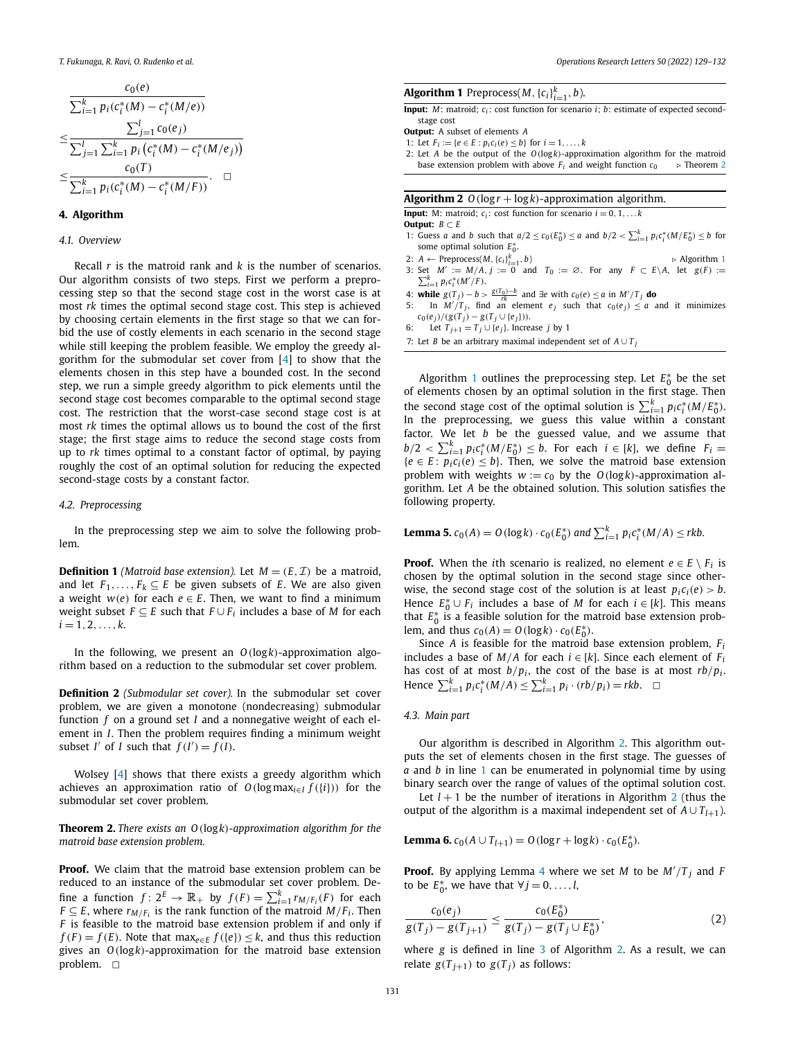$$
\begin{aligned}
&\frac{c_0(e)}{\sum_{i=1}^{k} p_i(c_i^*(M) - c_i^*(M/e))} \\
\leq &\frac{\sum_{j=1}^{l} c_0(e_j)}{\sum_{j=1}^{l}\sum_{i=1}^{k} p_i\left(c_i^*(M) - c_i^*(M/e_j)\right)} \\
\leq &\frac{c_0(T)}{\sum_{i=1}^{k} p_i(c_i^*(M) - c_i^*(M/F))}. \quad \square
\end{aligned}
$$

## 4. Algorithm

### 4.1. Overview

Recall $r$ is the matroid rank and $k$ is the number of scenarios. Our algorithm consists of two steps. First we perform a preprocessing step so that the second stage cost in the worst case is at most $rk$ times the optimal second stage cost. This step is achieved by choosing certain elements in the first stage so that we can forbid the use of costly elements in each scenario in the second stage while still keeping the problem feasible. We employ the greedy algorithm for the submodular set cover from [4] to show that the elements chosen in this step have a bounded cost. In the second step, we run a simple greedy algorithm to pick elements until the second stage cost becomes comparable to the optimal second stage cost. The restriction that the worst-case second stage cost is at most $rk$ times the optimal allows us to bound the cost of the first stage; the first stage aims to reduce the second stage costs from up to $rk$ times optimal to a constant factor of optimal, by paying roughly the cost of an optimal solution for reducing the expected second-stage costs by a constant factor.

### 4.2. Preprocessing

In the preprocessing step we aim to solve the following problem.

**Definition 1** *(Matroid base extension).* Let $M = (E, \mathcal{I})$ be a matroid, and let $F_1, \ldots, F_k \subseteq E$ be given subsets of $E$. We are also given a weight $w(e)$ for each $e \in E$. Then, we want to find a minimum weight subset $F \subseteq E$ such that $F \cup F_i$ includes a base of $M$ for each $i = 1, 2, \ldots, k$.

In the following, we present an $O(\log k)$-approximation algorithm based on a reduction to the submodular set cover problem.

**Definition 2** *(Submodular set cover).* In the submodular set cover problem, we are given a monotone (nondecreasing) submodular function $f$ on a ground set $I$ and a nonnegative weight of each element in $I$. Then the problem requires finding a minimum weight subset $I'$ of $I$ such that $f(I') = f(I)$.

Wolsey [4] shows that there exists a greedy algorithm which achieves an approximation ratio of $O(\log \max_{i \in I} f(\{i\}))$ for the submodular set cover problem.

**Theorem 2.** *There exists an $O(\log k)$-approximation algorithm for the matroid base extension problem.*

**Proof.** We claim that the matroid base extension problem can be reduced to an instance of the submodular set cover problem. Define a function $f\colon 2^E \to \mathbb{R}_+$ by $f(F) = \sum_{i=1}^{k} r_{M/F_i}(F)$ for each $F \subseteq E$, where $r_{M/F_i}$ is the rank function of the matroid $M/F_i$. Then $F$ is feasible to the matroid base extension problem if and only if $f(F) = f(E)$. Note that $\max_{e \in E} f(\{e\}) \leq k$, and thus this reduction gives an $O(\log k)$-approximation for the matroid base extension problem. $\square$

---

**Algorithm 1** Preprocess($M$, $\{c_i\}_{i=1}^{k}$, $b$).

**Input:** $M$: matroid; $c_i$: cost function for scenario $i$; $b$: estimate of expected second-stage cost
**Output:** A subset of elements $A$

1: Let $F_i := \{e \in E : p_i c_i(e) \leq b\}$ for $i = 1, \ldots, k$
2: Let $A$ be the output of the $O(\log k)$-approximation algorithm for the matroid base extension problem with above $F_i$ and weight function $c_0$ ▷ Theorem 2

---

**Algorithm 2** $O(\log r + \log k)$-approximation algorithm.

**Input:** M: matroid; $c_i$: cost function for scenario $i = 0, 1, \ldots k$
**Output:** $B \subset E$

1: Guess $a$ and $b$ such that $a/2 \leq c_0(E_0^*) \leq a$ and $b/2 < \sum_{i=1}^{k} p_i c_i^*(M/E_0^*) \leq b$ for some optimal solution $E_0^*$.
2: $A \leftarrow$ Preprocess($M$, $\{c_i\}_{i=1}^{k}$, $b$) ▷ Algorithm 1
3: Set $M' := M/A$, $j := 0$ and $T_0 := \emptyset$. For any $F \subset E \setminus A$, let $g(F) := \sum_{i=1}^{k} p_i c_i^*(M'/F)$.
4: **while** $g(T_j) - b > \frac{g(T_0) - b}{rk}$ and $\exists e$ with $c_0(e) \leq a$ in $M'/T_j$ **do**
5: &nbsp;&nbsp;&nbsp;&nbsp;In $M'/T_j$, find an element $e_j$ such that $c_0(e_j) \leq a$ and it minimizes $c_0(e_j)/(g(T_j) - g(T_j \cup \{e_j\}))$.
6: &nbsp;&nbsp;&nbsp;&nbsp;Let $T_{j+1} = T_j \cup \{e_j\}$. Increase $j$ by 1
7: Let $B$ be an arbitrary maximal independent set of $A \cup T_j$

---

Algorithm 1 outlines the preprocessing step. Let $E_0^*$ be the set of elements chosen by an optimal solution in the first stage. Then the second stage cost of the optimal solution is $\sum_{i=1}^{k} p_i c_i^*(M/E_0^*)$. In the preprocessing, we guess this value within a constant factor. We let $b$ be the guessed value, and we assume that $b/2 < \sum_{i=1}^{k} p_i c_i^*(M/E_0^*) \leq b$. For each $i \in [k]$, we define $F_i = \{e \in E : p_i c_i(e) \leq b\}$. Then, we solve the matroid base extension problem with weights $w := c_0$ by the $O(\log k)$-approximation algorithm. Let $A$ be the obtained solution. This solution satisfies the following property.

**Lemma 5.** *$c_0(A) = O(\log k) \cdot c_0(E_0^*)$ and $\sum_{i=1}^{k} p_i c_i^*(M/A) \leq rkb$.*

**Proof.** When the $i$th scenario is realized, no element $e \in E \setminus F_i$ is chosen by the optimal solution in the second stage since otherwise, the second stage cost of the solution is at least $p_i c_i(e) > b$. Hence $E_0^* \cup F_i$ includes a base of $M$ for each $i \in [k]$. This means that $E_0^*$ is a feasible solution for the matroid base extension problem, and thus $c_0(A) = O(\log k) \cdot c_0(E_0^*)$.

Since $A$ is feasible for the matroid base extension problem, $F_i$ includes a base of $M/A$ for each $i \in [k]$. Since each element of $F_i$ has cost of at most $b/p_i$, the cost of the base is at most $rb/p_i$. Hence $\sum_{i=1}^{k} p_i c_i^*(M/A) \leq \sum_{i=1}^{k} p_i \cdot (rb/p_i) = rkb$. $\square$

### 4.3. Main part

Our algorithm is described in Algorithm 2. This algorithm outputs the set of elements chosen in the first stage. The guesses of $a$ and $b$ in line 1 can be enumerated in polynomial time by using binary search over the range of values of the optimal solution cost.

Let $l + 1$ be the number of iterations in Algorithm 2 (thus the output of the algorithm is a maximal independent set of $A \cup T_{l+1}$).

**Lemma 6.** *$c_0(A \cup T_{l+1}) = O(\log r + \log k) \cdot c_0(E_0^*)$.*

**Proof.** By applying Lemma 4 where we set $M$ to be $M'/T_j$ and $F$ to be $E_0^*$, we have that $\forall j = 0, \ldots, l$,

$$
\frac{c_0(e_j)}{g(T_j) - g(T_{j+1})} \leq \frac{c_0(E_0^*)}{g(T_j) - g(T_j \cup E_0^*)}, \tag{2}
$$

where $g$ is defined in line 3 of Algorithm 2. As a result, we can relate $g(T_{j+1})$ to $g(T_j)$ as follows: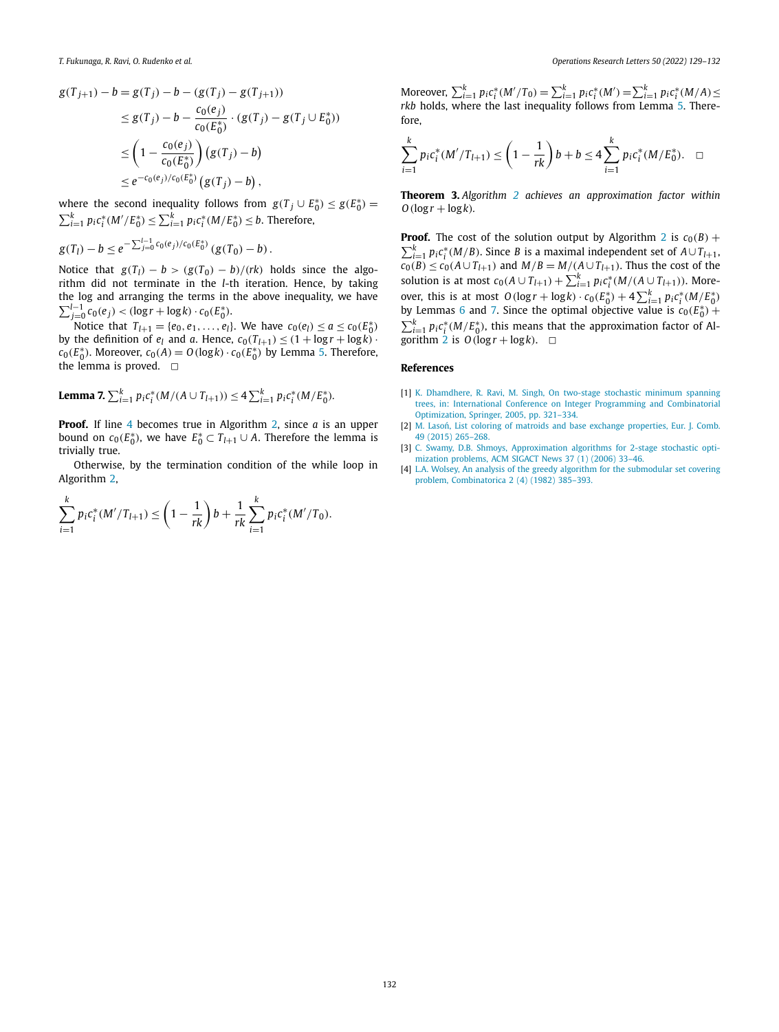$$
\begin{aligned}
g(T_{j+1}) - b &= g(T_j) - b - (g(T_j) - g(T_{j+1})) \\
&\le g(T_j) - b - \frac{c_0(e_j)}{c_0(E_0^*)} \cdot (g(T_j) - g(T_j \cup E_0^*)) \\
&\le \left(1 - \frac{c_0(e_j)}{c_0(E_0^*)}\right)(g(T_j) - b) \\
&\le e^{-c_0(e_j)/c_0(E_0^*)}\left(g(T_j) - b\right),
\end{aligned}
$$

where the second inequality follows from $g(T_j \cup E_0^*) \le g(E_0^*) = \sum_{i=1}^k p_i c_i^*(M'/E_0^*) \le \sum_{i=1}^k p_i c_i^*(M/E_0^*) \le b$. Therefore,

$$
g(T_l) - b \le e^{-\sum_{j=0}^{l-1} c_0(e_j)/c_0(E_0^*)}\left(g(T_0) - b\right).
$$

Notice that $g(T_l) - b > (g(T_0) - b)/(rk)$ holds since the algorithm did not terminate in the $l$-th iteration. Hence, by taking the log and arranging the terms in the above inequality, we have $\sum_{j=0}^{l-1} c_0(e_j) < (\log r + \log k) \cdot c_0(E_0^*)$.

Notice that $T_{l+1} = \{e_0, e_1, \dots, e_l\}$. We have $c_0(e_l) \le a \le c_0(E_0^*)$ by the definition of $e_l$ and $a$. Hence, $c_0(T_{l+1}) \le (1 + \log r + \log k) \cdot c_0(E_0^*)$. Moreover, $c_0(A) = O(\log k) \cdot c_0(E_0^*)$ by Lemma 5. Therefore, the lemma is proved. □

**Lemma 7.** $\sum_{i=1}^k p_i c_i^*(M/(A \cup T_{l+1})) \le 4 \sum_{i=1}^k p_i c_i^*(M/E_0^*)$.

**Proof.** If line 4 becomes true in Algorithm 2, since $a$ is an upper bound on $c_0(E_0^*)$, we have $E_0^* \subset T_{l+1} \cup A$. Therefore the lemma is trivially true.

Otherwise, by the termination condition of the while loop in Algorithm 2,

$$
\sum_{i=1}^k p_i c_i^*(M'/T_{l+1}) \le \left(1 - \frac{1}{rk}\right) b + \frac{1}{rk} \sum_{i=1}^k p_i c_i^*(M'/T_0).
$$

Moreover, $\sum_{i=1}^k p_i c_i^*(M'/T_0) = \sum_{i=1}^k p_i c_i^*(M') = \sum_{i=1}^k p_i c_i^*(M/A) \le rkb$ holds, where the last inequality follows from Lemma 5. Therefore,

$$
\sum_{i=1}^k p_i c_i^*(M'/T_{l+1}) \le \left(1 - \frac{1}{rk}\right) b + b \le 4 \sum_{i=1}^k p_i c_i^*(M/E_0^*). \quad \square
$$

**Theorem 3.** *Algorithm 2 achieves an approximation factor within $O(\log r + \log k)$.*

**Proof.** The cost of the solution output by Algorithm 2 is $c_0(B) + \sum_{i=1}^k p_i c_i^*(M/B)$. Since $B$ is a maximal independent set of $A \cup T_{l+1}$, $c_0(B) \le c_0(A \cup T_{l+1})$ and $M/B = M/(A \cup T_{l+1})$. Thus the cost of the solution is at most $c_0(A \cup T_{l+1}) + \sum_{i=1}^k p_i c_i^*(M/(A \cup T_{l+1}))$. Moreover, this is at most $O(\log r + \log k) \cdot c_0(E_0^*) + 4 \sum_{i=1}^k p_i c_i^*(M/E_0^*)$ by Lemmas 6 and 7. Since the optimal objective value is $c_0(E_0^*) + \sum_{i=1}^k p_i c_i^*(M/E_0^*)$, this means that the approximation factor of Algorithm 2 is $O(\log r + \log k)$. □

## References

[1] K. Dhamdhere, R. Ravi, M. Singh, On two-stage stochastic minimum spanning trees, in: International Conference on Integer Programming and Combinatorial Optimization, Springer, 2005, pp. 321–334.

[2] M. Lasoń, List coloring of matroids and base exchange properties, Eur. J. Comb. 49 (2015) 265–268.

[3] C. Swamy, D.B. Shmoys, Approximation algorithms for 2-stage stochastic optimization problems, ACM SIGACT News 37 (1) (2006) 33–46.

[4] L.A. Wolsey, An analysis of the greedy algorithm for the submodular set covering problem, Combinatorica 2 (4) (1982) 385–393.